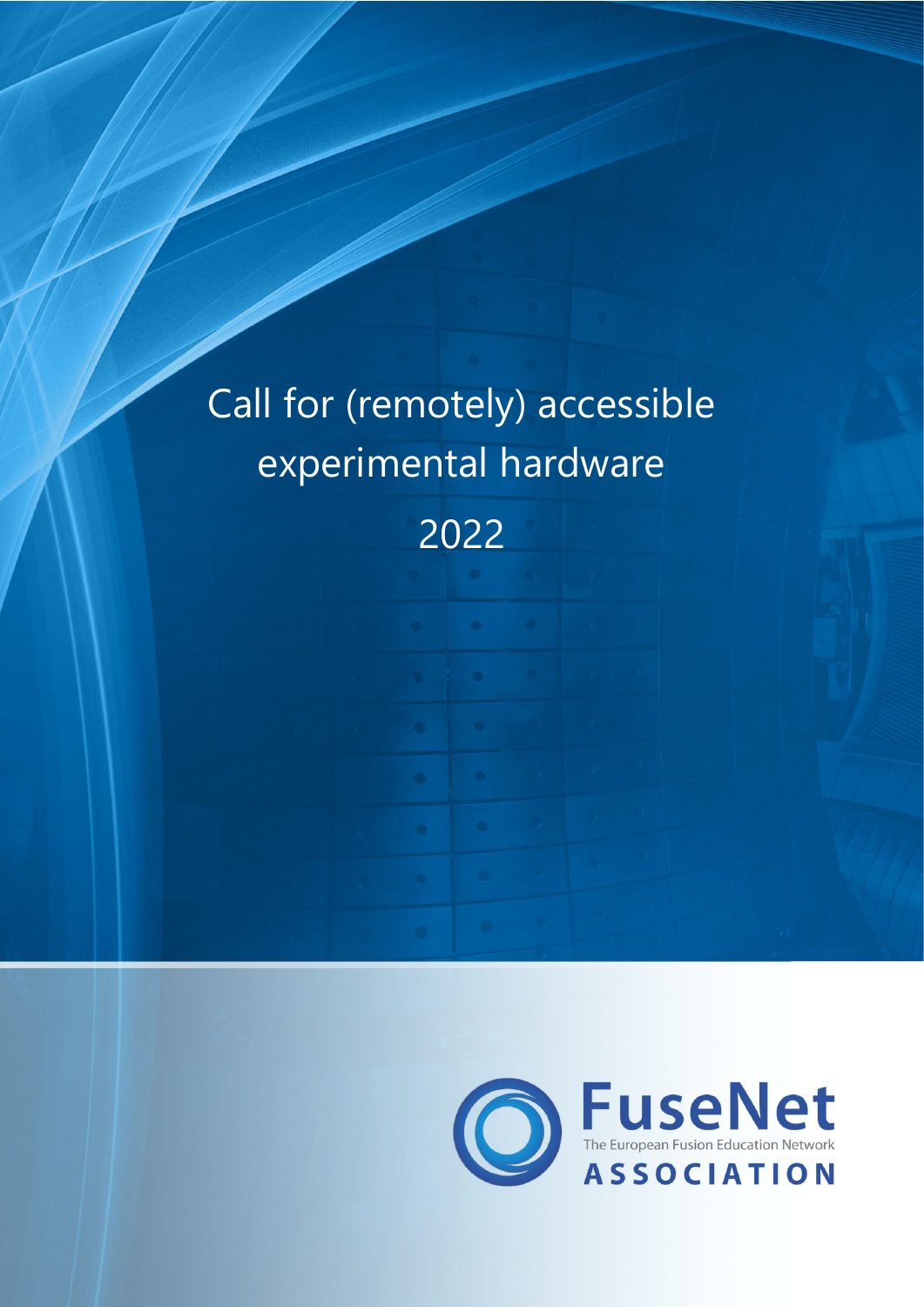# Call for (remotely) accessible experimental hardware

2022

FuseNet
The European Fusion Education Network
ASSOCIATION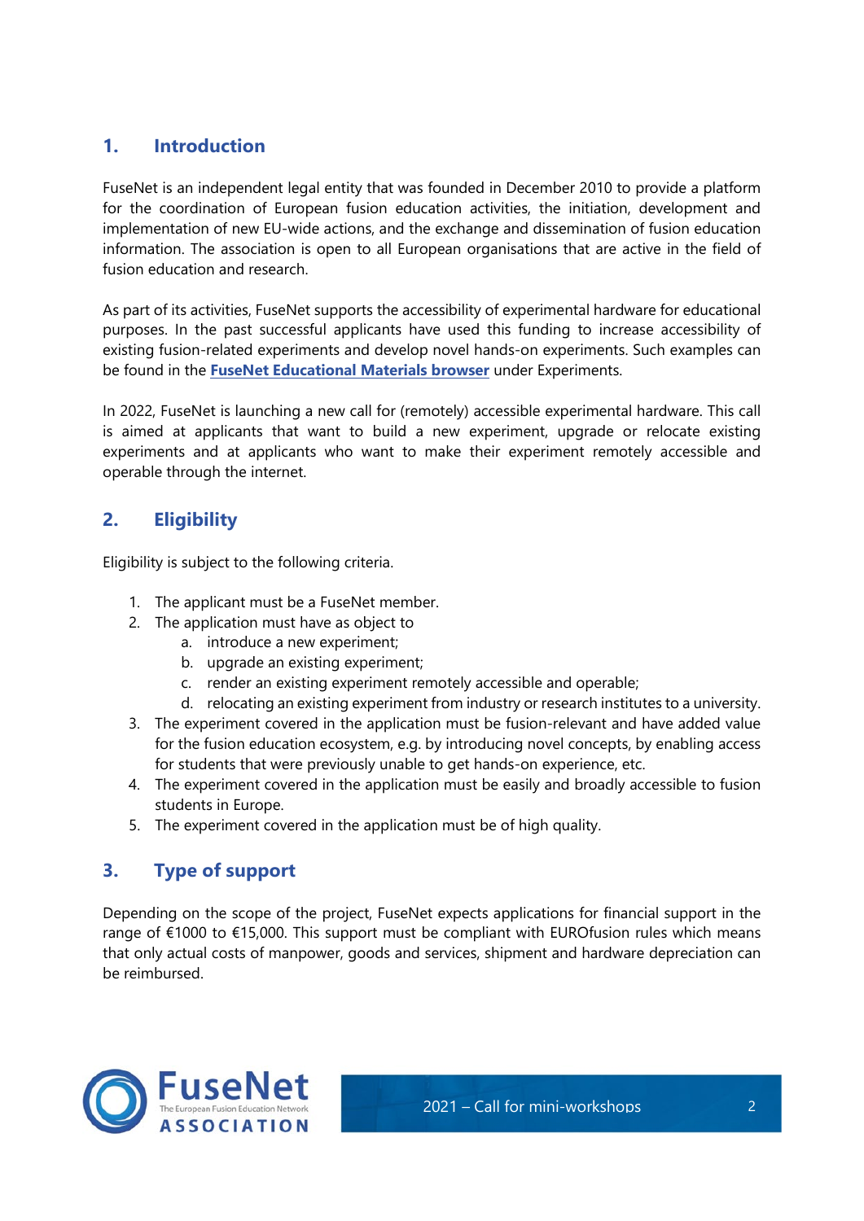## 1. Introduction

FuseNet is an independent legal entity that was founded in December 2010 to provide a platform for the coordination of European fusion education activities, the initiation, development and implementation of new EU-wide actions, and the exchange and dissemination of fusion education information. The association is open to all European organisations that are active in the field of fusion education and research.

As part of its activities, FuseNet supports the accessibility of experimental hardware for educational purposes. In the past successful applicants have used this funding to increase accessibility of existing fusion-related experiments and develop novel hands-on experiments. Such examples can be found in the **FuseNet Educational Materials browser** under Experiments.

In 2022, FuseNet is launching a new call for (remotely) accessible experimental hardware. This call is aimed at applicants that want to build a new experiment, upgrade or relocate existing experiments and at applicants who want to make their experiment remotely accessible and operable through the internet.

## 2. Eligibility

Eligibility is subject to the following criteria.

1. The applicant must be a FuseNet member.
2. The application must have as object to
   a. introduce a new experiment;
   b. upgrade an existing experiment;
   c. render an existing experiment remotely accessible and operable;
   d. relocating an existing experiment from industry or research institutes to a university.
3. The experiment covered in the application must be fusion-relevant and have added value for the fusion education ecosystem, e.g. by introducing novel concepts, by enabling access for students that were previously unable to get hands-on experience, etc.
4. The experiment covered in the application must be easily and broadly accessible to fusion students in Europe.
5. The experiment covered in the application must be of high quality.

## 3. Type of support

Depending on the scope of the project, FuseNet expects applications for financial support in the range of €1000 to €15,000. This support must be compliant with EUROfusion rules which means that only actual costs of manpower, goods and services, shipment and hardware depreciation can be reimbursed.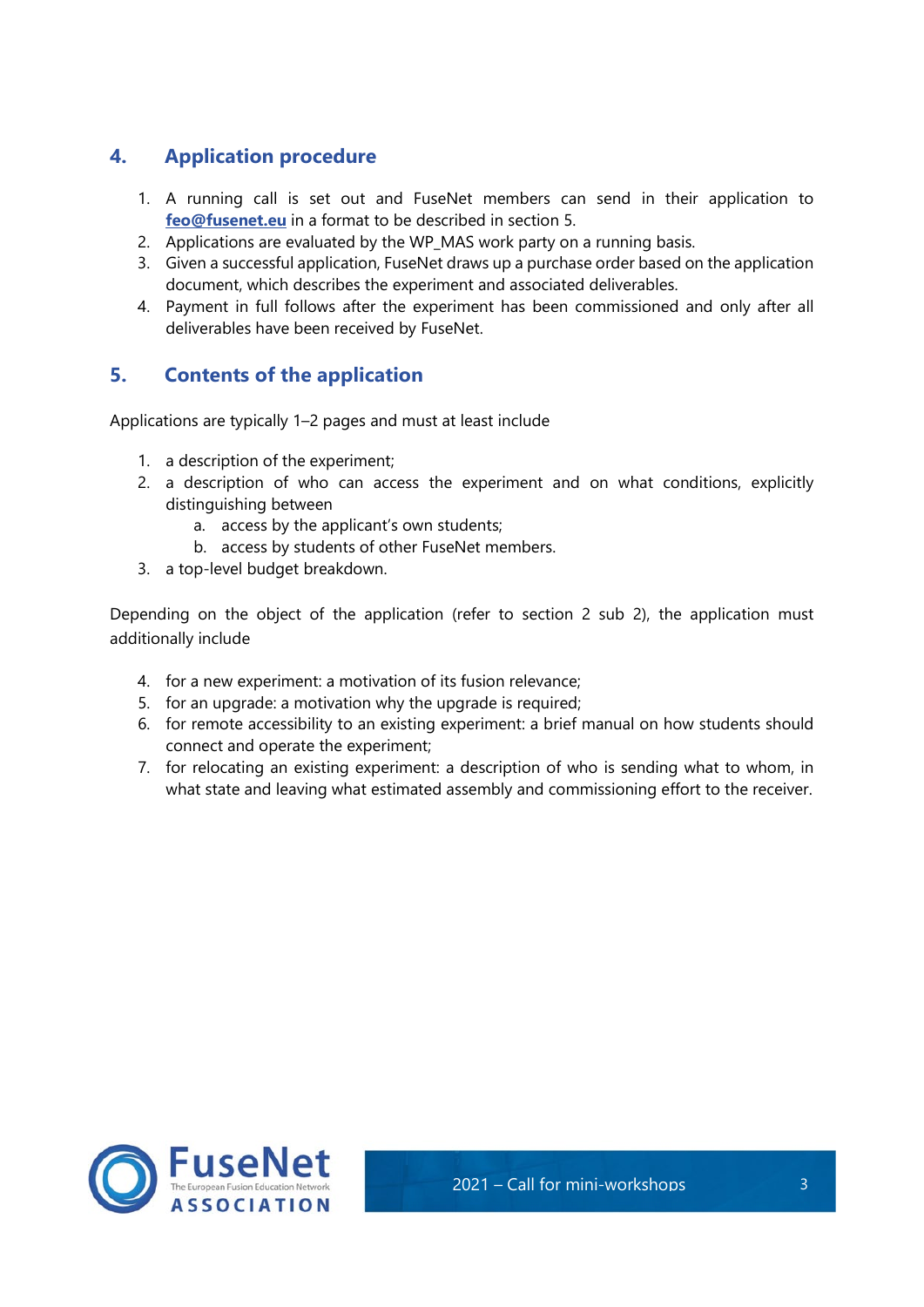## 4. Application procedure

1. A running call is set out and FuseNet members can send in their application to **feo@fusenet.eu** in a format to be described in section 5.
2. Applications are evaluated by the WP_MAS work party on a running basis.
3. Given a successful application, FuseNet draws up a purchase order based on the application document, which describes the experiment and associated deliverables.
4. Payment in full follows after the experiment has been commissioned and only after all deliverables have been received by FuseNet.

## 5. Contents of the application

Applications are typically 1–2 pages and must at least include

1. a description of the experiment;
2. a description of who can access the experiment and on what conditions, explicitly distinguishing between
   a. access by the applicant's own students;
   b. access by students of other FuseNet members.
3. a top-level budget breakdown.

Depending on the object of the application (refer to section 2 sub 2), the application must additionally include

4. for a new experiment: a motivation of its fusion relevance;
5. for an upgrade: a motivation why the upgrade is required;
6. for remote accessibility to an existing experiment: a brief manual on how students should connect and operate the experiment;
7. for relocating an existing experiment: a description of who is sending what to whom, in what state and leaving what estimated assembly and commissioning effort to the receiver.